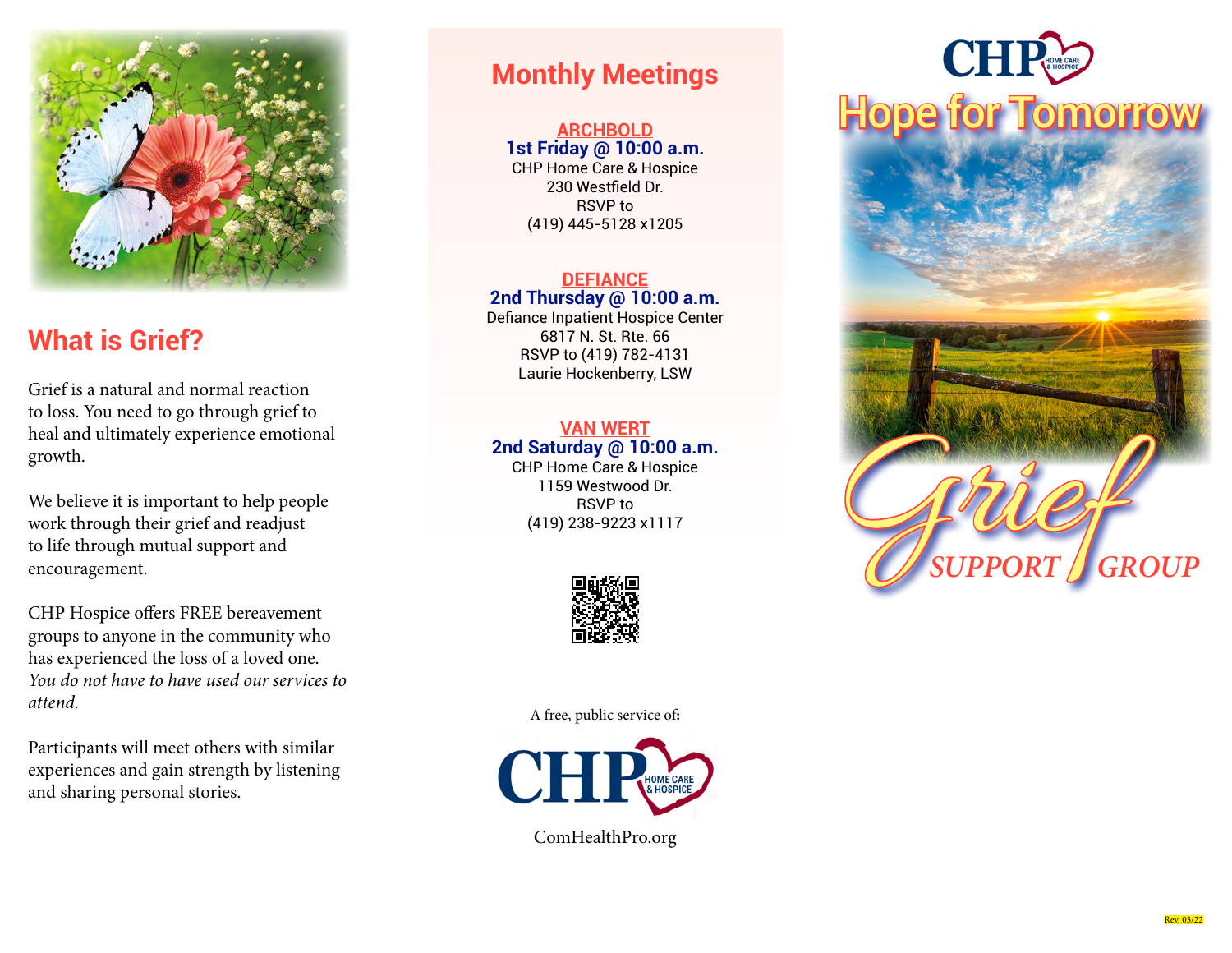## What is Grief?

Grief is a natural and normal reaction to loss. You need to go through grief to heal and ultimately experience emotional growth.

We believe it is important to help people work through their grief and readjust to life through mutual support and encouragement.

CHP Hospice offers FREE bereavement groups to anyone in the community who has experienced the loss of a loved one. *You do not have to have used our services to attend.*

Participants will meet others with similar experiences and gain strength by listening and sharing personal stories.

## Monthly Meetings

**ARCHBOLD**
**1st Friday @ 10:00 a.m.**
CHP Home Care & Hospice
230 Westfield Dr.
RSVP to
(419) 445-5128 x1205

**DEFIANCE**
**2nd Thursday @ 10:00 a.m.**
Defiance Inpatient Hospice Center
6817 N. St. Rte. 66
RSVP to (419) 782-4131
Laurie Hockenberry, LSW

**VAN WERT**
**2nd Saturday @ 10:00 a.m.**
CHP Home Care & Hospice
1159 Westwood Dr.
RSVP to
(419) 238-9223 x1117

A free, public service of:

CHP HOME CARE & HOSPICE

ComHealthPro.org

# CHP HOME CARE & HOSPICE

# Hope for Tomorrow

# Grief SUPPORT GROUP

Rev. 03/22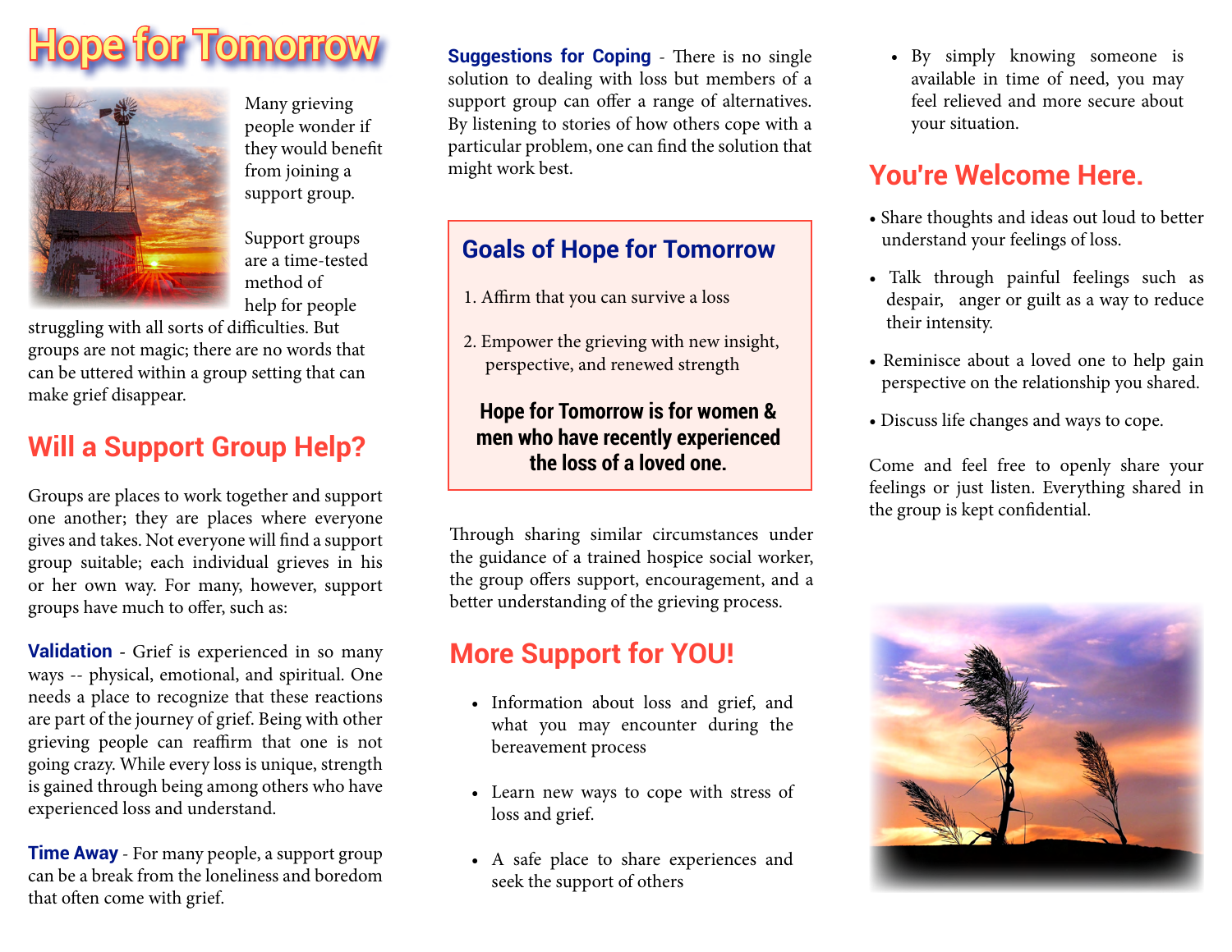# Hope for Tomorrow

Many grieving people wonder if they would benefit from joining a support group.

Support groups are a time-tested method of help for people struggling with all sorts of difficulties. But groups are not magic; there are no words that can be uttered within a group setting that can make grief disappear.

## Will a Support Group Help?

Groups are places to work together and support one another; they are places where everyone gives and takes. Not everyone will find a support group suitable; each individual grieves in his or her own way. For many, however, support groups have much to offer, such as:

**Validation** - Grief is experienced in so many ways -- physical, emotional, and spiritual. One needs a place to recognize that these reactions are part of the journey of grief. Being with other grieving people can reaffirm that one is not going crazy. While every loss is unique, strength is gained through being among others who have experienced loss and understand.

**Time Away** - For many people, a support group can be a break from the loneliness and boredom that often come with grief.

**Suggestions for Coping** - There is no single solution to dealing with loss but members of a support group can offer a range of alternatives. By listening to stories of how others cope with a particular problem, one can find the solution that might work best.

### Goals of Hope for Tomorrow

1. Affirm that you can survive a loss
2. Empower the grieving with new insight, perspective, and renewed strength

**Hope for Tomorrow is for women & men who have recently experienced the loss of a loved one.**

Through sharing similar circumstances under the guidance of a trained hospice social worker, the group offers support, encouragement, and a better understanding of the grieving process.

## More Support for YOU!

- Information about loss and grief, and what you may encounter during the bereavement process
- Learn new ways to cope with stress of loss and grief.
- A safe place to share experiences and seek the support of others
- By simply knowing someone is available in time of need, you may feel relieved and more secure about your situation.

## You're Welcome Here.

- Share thoughts and ideas out loud to better understand your feelings of loss.
- Talk through painful feelings such as despair, anger or guilt as a way to reduce their intensity.
- Reminisce about a loved one to help gain perspective on the relationship you shared.
- Discuss life changes and ways to cope.

Come and feel free to openly share your feelings or just listen. Everything shared in the group is kept confidential.